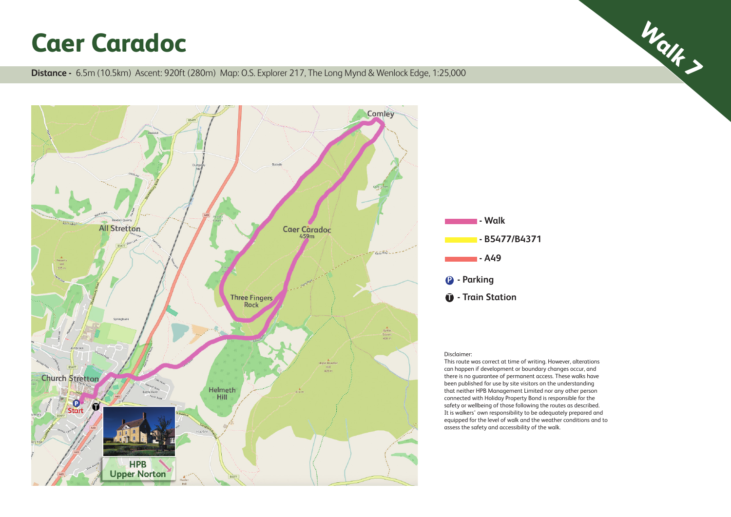# Caer Caradoc

**Walk 7**

**Distance -** 6.5m (10.5km) Ascent: 920ft (280m) Map: O.S. Explorer 217, The Long Mynd & Wenlock Edge, 1:25,000

- Walk
- B5477/B4371
- A49
- Parking
- Train Station

Disclaimer:
This route was correct at time of writing. However, alterations can happen if development or boundary changes occur, and there is no guarantee of permanent access. These walks have been published for use by site visitors on the understanding that neither HPB Management Limited nor any other person connected with Holiday Property Bond is responsible for the safety or wellbeing of those following the routes as described. It is walkers' own responsibility to be adequately prepared and equipped for the level of walk and the weather conditions and to assess the safety and accessibility of the walk.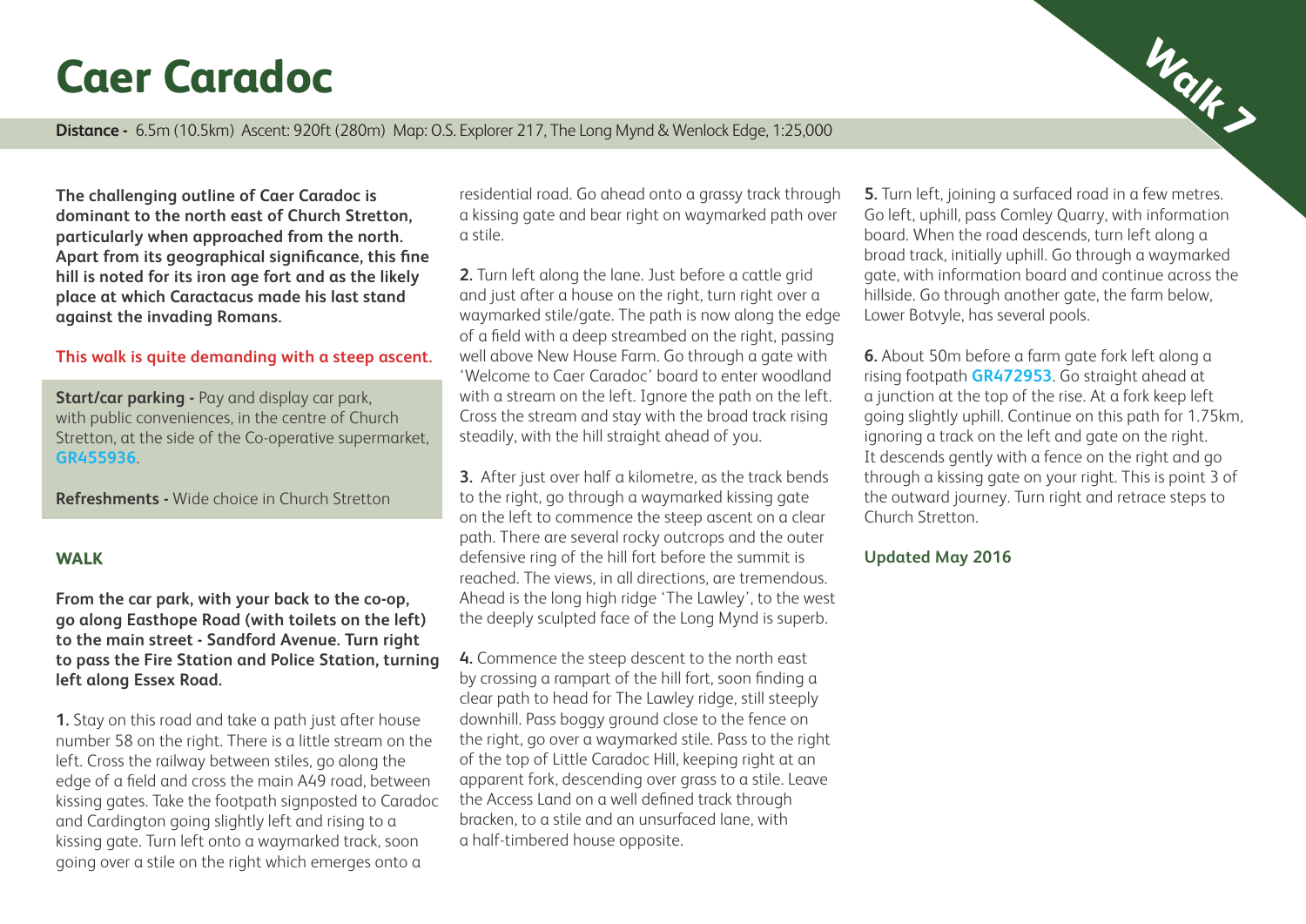# Caer Caradoc

Walk 7

**Distance -** 6.5m (10.5km) Ascent: 920ft (280m) Map: O.S. Explorer 217, The Long Mynd & Wenlock Edge, 1:25,000

**The challenging outline of Caer Caradoc is dominant to the north east of Church Stretton, particularly when approached from the north. Apart from its geographical significance, this fine hill is noted for its iron age fort and as the likely place at which Caractacus made his last stand against the invading Romans.**

**This walk is quite demanding with a steep ascent.**

**Start/car parking -** Pay and display car park, with public conveniences, in the centre of Church Stretton, at the side of the Co-operative supermarket, **GR455936**.

**Refreshments -** Wide choice in Church Stretton

### WALK

**From the car park, with your back to the co-op, go along Easthope Road (with toilets on the left) to the main street - Sandford Avenue. Turn right to pass the Fire Station and Police Station, turning left along Essex Road.**

**1.** Stay on this road and take a path just after house number 58 on the right. There is a little stream on the left. Cross the railway between stiles, go along the edge of a field and cross the main A49 road, between kissing gates. Take the footpath signposted to Caradoc and Cardington going slightly left and rising to a kissing gate. Turn left onto a waymarked track, soon going over a stile on the right which emerges onto a residential road. Go ahead onto a grassy track through a kissing gate and bear right on waymarked path over a stile.

**2.** Turn left along the lane. Just before a cattle grid and just after a house on the right, turn right over a waymarked stile/gate. The path is now along the edge of a field with a deep streambed on the right, passing well above New House Farm. Go through a gate with 'Welcome to Caer Caradoc' board to enter woodland with a stream on the left. Cross the stream and stay with the broad track rising steadily, with the hill straight ahead of you.

**3.** After just over half a kilometre, as the track bends to the right, go through a waymarked kissing gate on the left to commence the steep ascent on a clear path. There are several rocky outcrops and the outer defensive ring of the hill fort before the summit is reached. The views, in all directions, are tremendous. Ahead is the long high ridge 'The Lawley', to the west the deeply sculpted face of the Long Mynd is superb.

**4.** Commence the steep descent to the north east by crossing a rampart of the hill fort, soon finding a clear path to head for The Lawley ridge, still steeply downhill. Pass boggy ground close to the fence on the right, go over a waymarked stile. Pass to the right of the top of Little Caradoc Hill, keeping right at an apparent fork, descending over grass to a stile. Leave the Access Land on a well defined track through bracken, to a stile and an unsurfaced lane, with a half-timbered house opposite.

**5.** Turn left, joining a surfaced road in a few metres. Go left, uphill, pass Comley Quarry, with information board. When the road descends, turn left along a broad track, initially uphill. Go through a waymarked gate, with information board and continue across the hillside. Go through another gate, the farm below, Lower Botvyle, has several pools.

**6.** About 50m before a farm gate fork left along a rising footpath **GR472953**. Go straight ahead at a junction at the top of the rise. At a fork keep left going slightly uphill. Continue on this path for 1.75km, ignoring a track on the left and gate on the right. It descends gently with a fence on the right and go through a kissing gate on your right. This is point 3 of the outward journey. Turn right and retrace steps to Church Stretton.

**Updated May 2016**